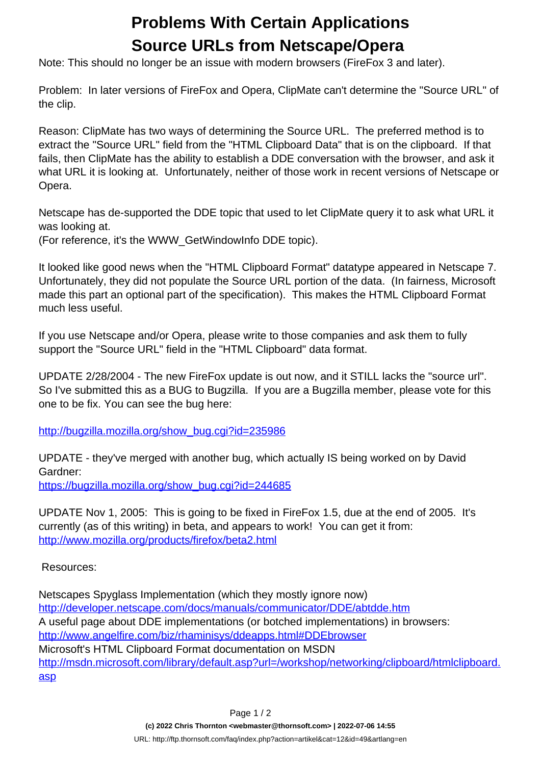# Problems With Certain Applications

## Source URLs from Netscape/Opera

Note: This should no longer be an issue with modern browsers (FireFox 3 and later).

Problem: In later versions of FireFox and Opera, ClipMate can't determine the "Source URL" of the clip.

Reason: ClipMate has two ways of determining the Source URL. The preferred method is to extract the "Source URL" field from the "HTML Clipboard Data" that is on the clipboard. If that fails, then ClipMate has the ability to establish a DDE conversation with the browser, and ask it what URL it is looking at. Unfortunately, neither of those work in recent versions of Netscape or Opera.

Netscape has de-supported the DDE topic that used to let ClipMate query it to ask what URL it was looking at.
(For reference, it's the WWW_GetWindowInfo DDE topic).

It looked like good news when the "HTML Clipboard Format" datatype appeared in Netscape 7. Unfortunately, they did not populate the Source URL portion of the data. (In fairness, Microsoft made this part an optional part of the specification). This makes the HTML Clipboard Format much less useful.

If you use Netscape and/or Opera, please write to those companies and ask them to fully support the "Source URL" field in the "HTML Clipboard" data format.

UPDATE 2/28/2004 - The new FireFox update is out now, and it STILL lacks the "source url". So I've submitted this as a BUG to Bugzilla. If you are a Bugzilla member, please vote for this one to be fix. You can see the bug here:

[http://bugzilla.mozilla.org/show_bug.cgi?id=235986](http://bugzilla.mozilla.org/show_bug.cgi?id=235986)

UPDATE - they've merged with another bug, which actually IS being worked on by David Gardner:
[https://bugzilla.mozilla.org/show_bug.cgi?id=244685](https://bugzilla.mozilla.org/show_bug.cgi?id=244685)

UPDATE Nov 1, 2005: This is going to be fixed in FireFox 1.5, due at the end of 2005. It's currently (as of this writing) in beta, and appears to work! You can get it from:
[http://www.mozilla.org/products/firefox/beta2.html](http://www.mozilla.org/products/firefox/beta2.html)

Resources:

Netscapes Spyglass Implementation (which they mostly ignore now)
[http://developer.netscape.com/docs/manuals/communicator/DDE/abtdde.htm](http://developer.netscape.com/docs/manuals/communicator/DDE/abtdde.htm)
A useful page about DDE implementations (or botched implementations) in browsers:
[http://www.angelfire.com/biz/rhaminisys/ddeapps.html#DDEbrowser](http://www.angelfire.com/biz/rhaminisys/ddeapps.html#DDEbrowser)
Microsoft's HTML Clipboard Format documentation on MSDN
[http://msdn.microsoft.com/library/default.asp?url=/workshop/networking/clipboard/htmlclipboard.asp](http://msdn.microsoft.com/library/default.asp?url=/workshop/networking/clipboard/htmlclipboard.asp)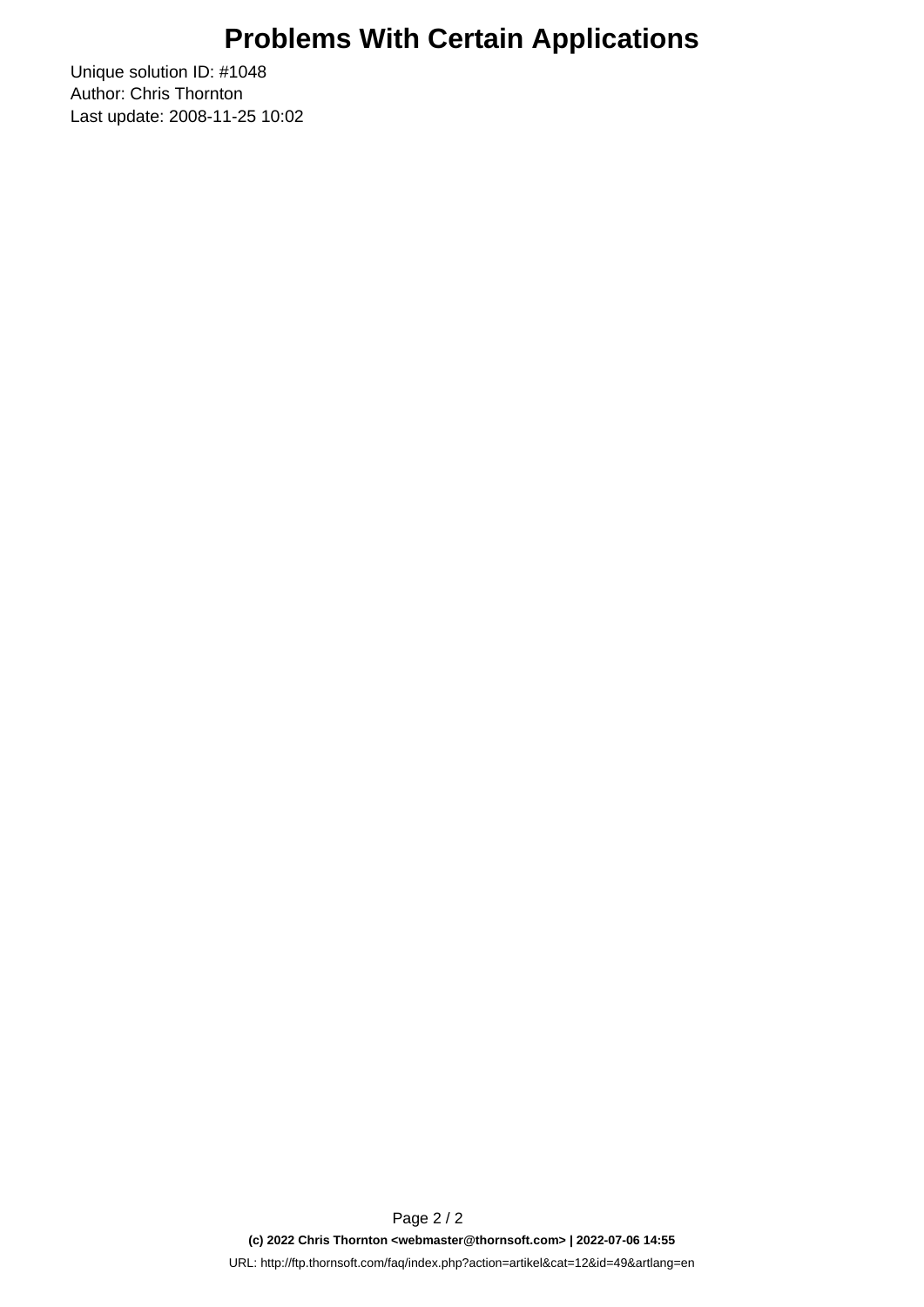# Problems With Certain Applications

Unique solution ID: #1048
Author: Chris Thornton
Last update: 2008-11-25 10:02